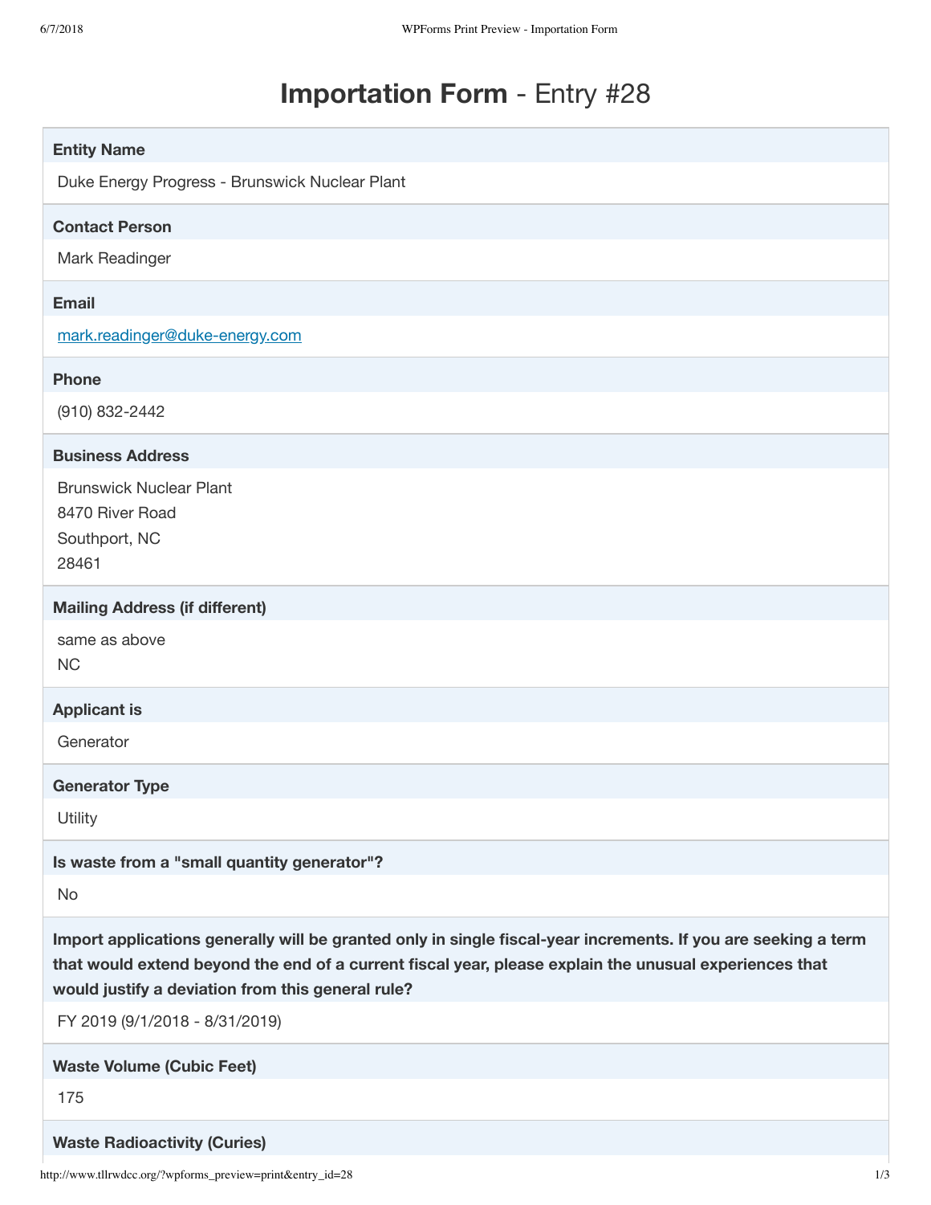# **Importation Form** - Entry #28

**Entity Name**

Duke Energy Progress - Brunswick Nuclear Plant

**Contact Person**

Mark Readinger

**Email**

mark.readinger@duke-energy.com

**Phone**

(910) 832-2442

**Business Address**

Brunswick Nuclear Plant
8470 River Road
Southport, NC
28461

**Mailing Address (if different)**

same as above
NC

**Applicant is**

Generator

**Generator Type**

Utility

**Is waste from a "small quantity generator"?**

No

**Import applications generally will be granted only in single fiscal-year increments. If you are seeking a term that would extend beyond the end of a current fiscal year, please explain the unusual experiences that would justify a deviation from this general rule?**

FY 2019 (9/1/2018 - 8/31/2019)

**Waste Volume (Cubic Feet)**

175

**Waste Radioactivity (Curies)**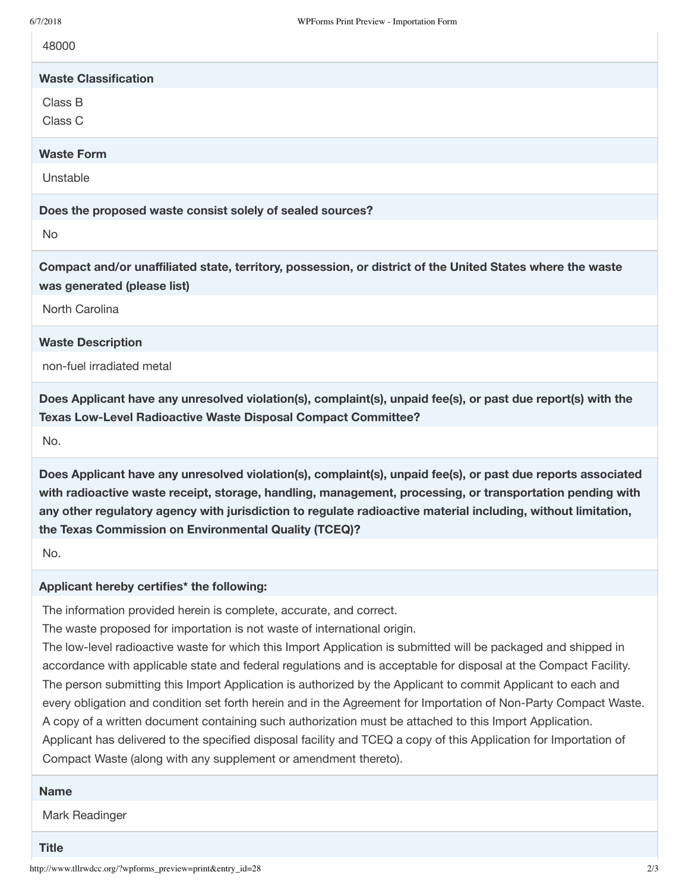48000

**Waste Classification**

Class B
Class C

**Waste Form**

Unstable

**Does the proposed waste consist solely of sealed sources?**

No

**Compact and/or unaffiliated state, territory, possession, or district of the United States where the waste was generated (please list)**

North Carolina

**Waste Description**

non-fuel irradiated metal

**Does Applicant have any unresolved violation(s), complaint(s), unpaid fee(s), or past due report(s) with the Texas Low-Level Radioactive Waste Disposal Compact Committee?**

No.

**Does Applicant have any unresolved violation(s), complaint(s), unpaid fee(s), or past due reports associated with radioactive waste receipt, storage, handling, management, processing, or transportation pending with any other regulatory agency with jurisdiction to regulate radioactive material including, without limitation, the Texas Commission on Environmental Quality (TCEQ)?**

No.

**Applicant hereby certifies* the following:**

The information provided herein is complete, accurate, and correct.
The waste proposed for importation is not waste of international origin.
The low-level radioactive waste for which this Import Application is submitted will be packaged and shipped in accordance with applicable state and federal regulations and is acceptable for disposal at the Compact Facility.
The person submitting this Import Application is authorized by the Applicant to commit Applicant to each and every obligation and condition set forth herein and in the Agreement for Importation of Non-Party Compact Waste. A copy of a written document containing such authorization must be attached to this Import Application.
Applicant has delivered to the specified disposal facility and TCEQ a copy of this Application for Importation of Compact Waste (along with any supplement or amendment thereto).

**Name**

Mark Readinger

**Title**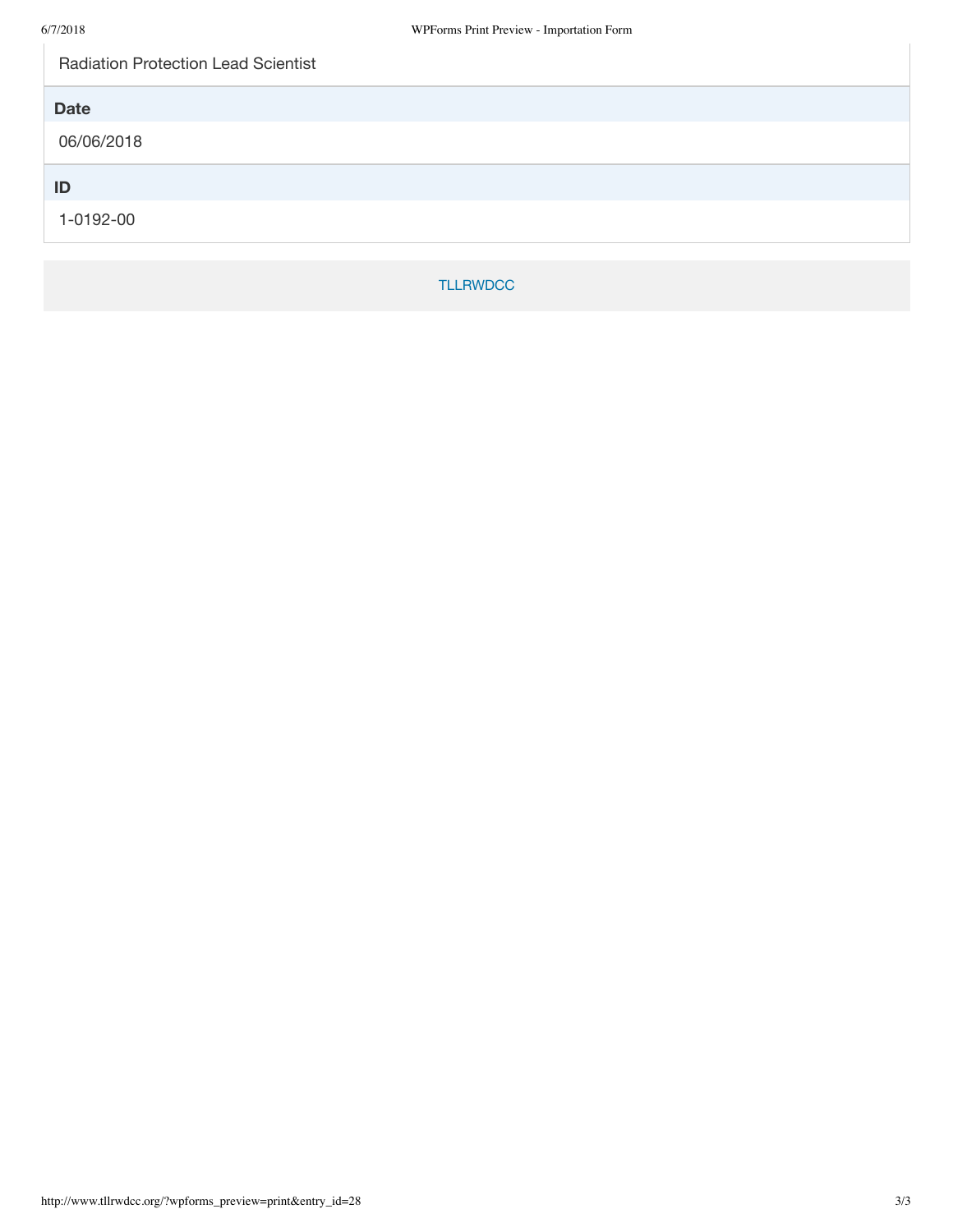Radiation Protection Lead Scientist

**Date**

06/06/2018

**ID**

1-0192-00

TLLRWDCC